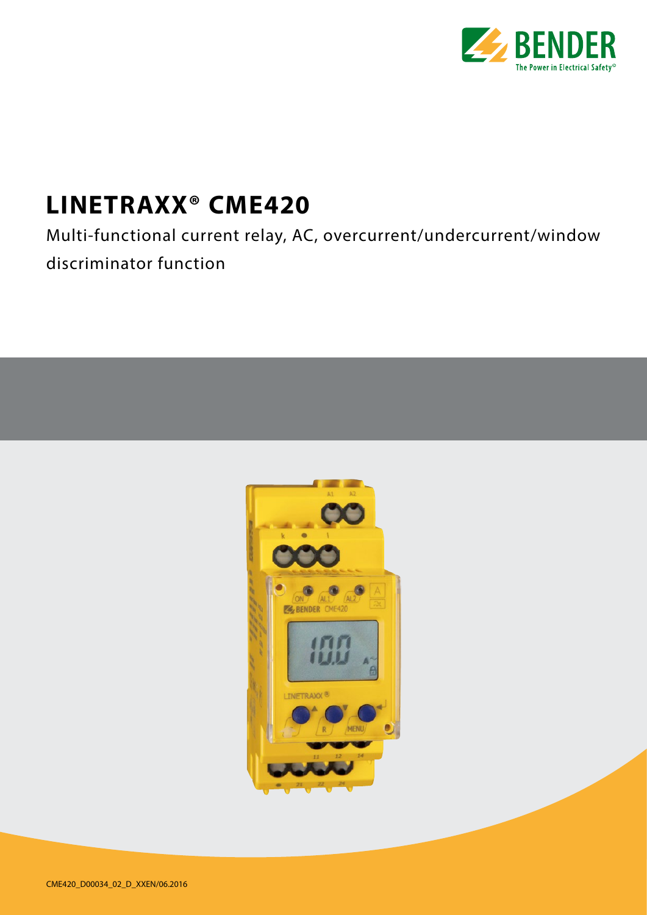# LINETRAXX® CME420

Multi-functional current relay, AC, overcurrent/undercurrent/window discriminator function

CME420_D00034_02_D_XXEN/06.2016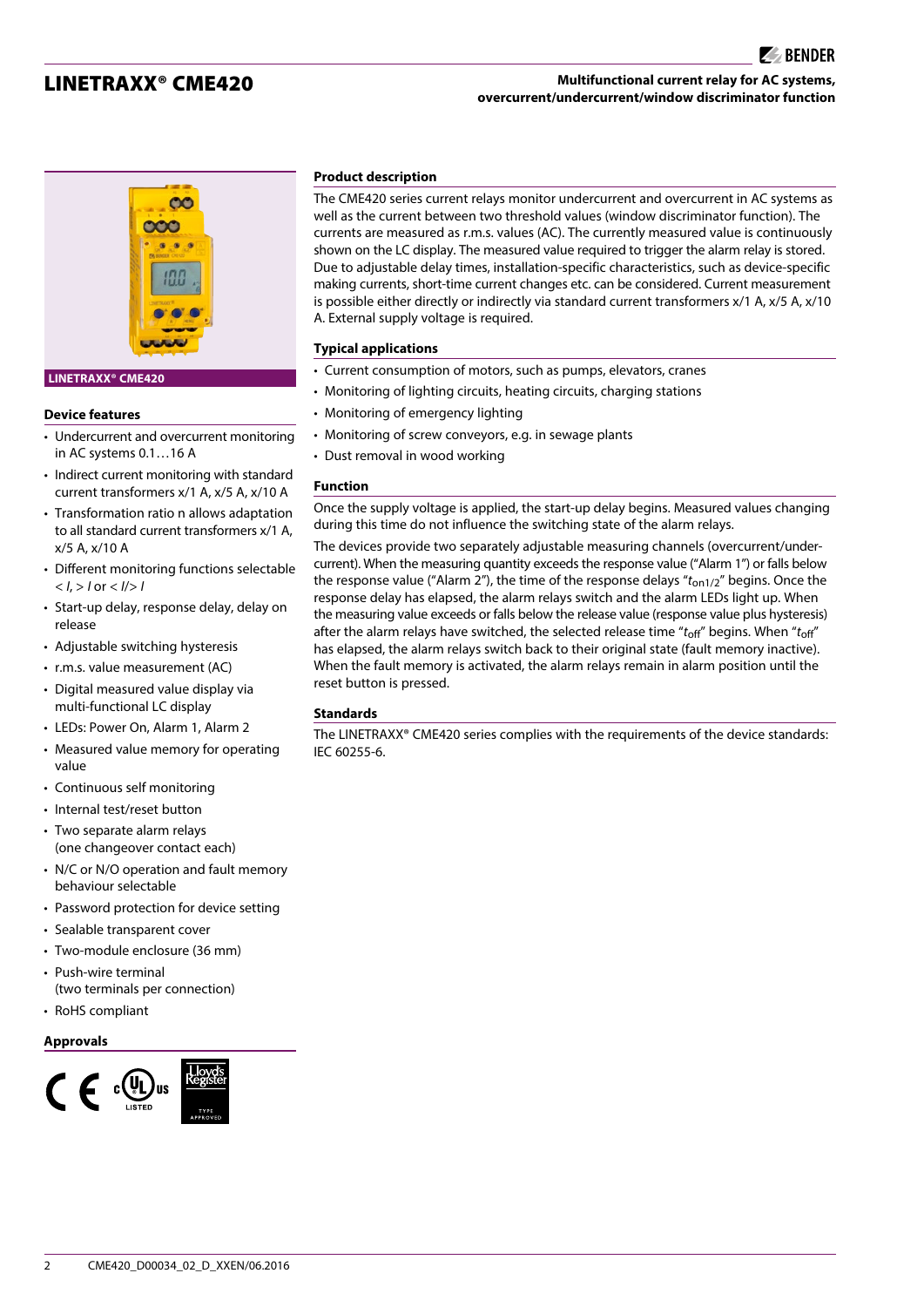# LINETRAXX® CME420

**Multifunctional current relay for AC systems, overcurrent/undercurrent/window discriminator function**

LINETRAXX® CME420

### Device features

- Undercurrent and overcurrent monitoring in AC systems 0.1…16 A
- Indirect current monitoring with standard current transformers x/1 A, x/5 A, x/10 A
- Transformation ratio n allows adaptation to all standard current transformers x/1 A, x/5 A, x/10 A
- Different monitoring functions selectable < *I*, > *I* or < *I*/> *I*
- Start-up delay, response delay, delay on release
- Adjustable switching hysteresis
- r.m.s. value measurement (AC)
- Digital measured value display via multi-functional LC display
- LEDs: Power On, Alarm 1, Alarm 2
- Measured value memory for operating value
- Continuous self monitoring
- Internal test/reset button
- Two separate alarm relays (one changeover contact each)
- N/C or N/O operation and fault memory behaviour selectable
- Password protection for device setting
- Sealable transparent cover
- Two-module enclosure (36 mm)
- Push-wire terminal (two terminals per connection)
- RoHS compliant

### Approvals

### Product description

The CME420 series current relays monitor undercurrent and overcurrent in AC systems as well as the current between two threshold values (window discriminator function). The currents are measured as r.m.s. values (AC). The currently measured value is continuously shown on the LC display. The measured value required to trigger the alarm relay is stored. Due to adjustable delay times, installation-specific characteristics, such as device-specific making currents, short-time current changes etc. can be considered. Current measurement is possible either directly or indirectly via standard current transformers x/1 A, x/5 A, x/10 A. External supply voltage is required.

### Typical applications

- Current consumption of motors, such as pumps, elevators, cranes
- Monitoring of lighting circuits, heating circuits, charging stations
- Monitoring of emergency lighting
- Monitoring of screw conveyors, e.g. in sewage plants
- Dust removal in wood working

### Function

Once the supply voltage is applied, the start-up delay begins. Measured values changing during this time do not influence the switching state of the alarm relays.

The devices provide two separately adjustable measuring channels (overcurrent/undercurrent). When the measuring quantity exceeds the response value ("Alarm 1") or falls below the response value ("Alarm 2"), the time of the response delays "$t_{on1/2}$" begins. Once the response delay has elapsed, the alarm relays switch and the alarm LEDs light up. When the measuring value exceeds or falls below the release value (response value plus hysteresis) after the alarm relays have switched, the selected release time "$t_{off}$" begins. When "$t_{off}$" has elapsed, the alarm relays switch back to their original state (fault memory inactive). When the fault memory is activated, the alarm relays remain in alarm position until the reset button is pressed.

### Standards

The LINETRAXX® CME420 series complies with the requirements of the device standards: IEC 60255-6.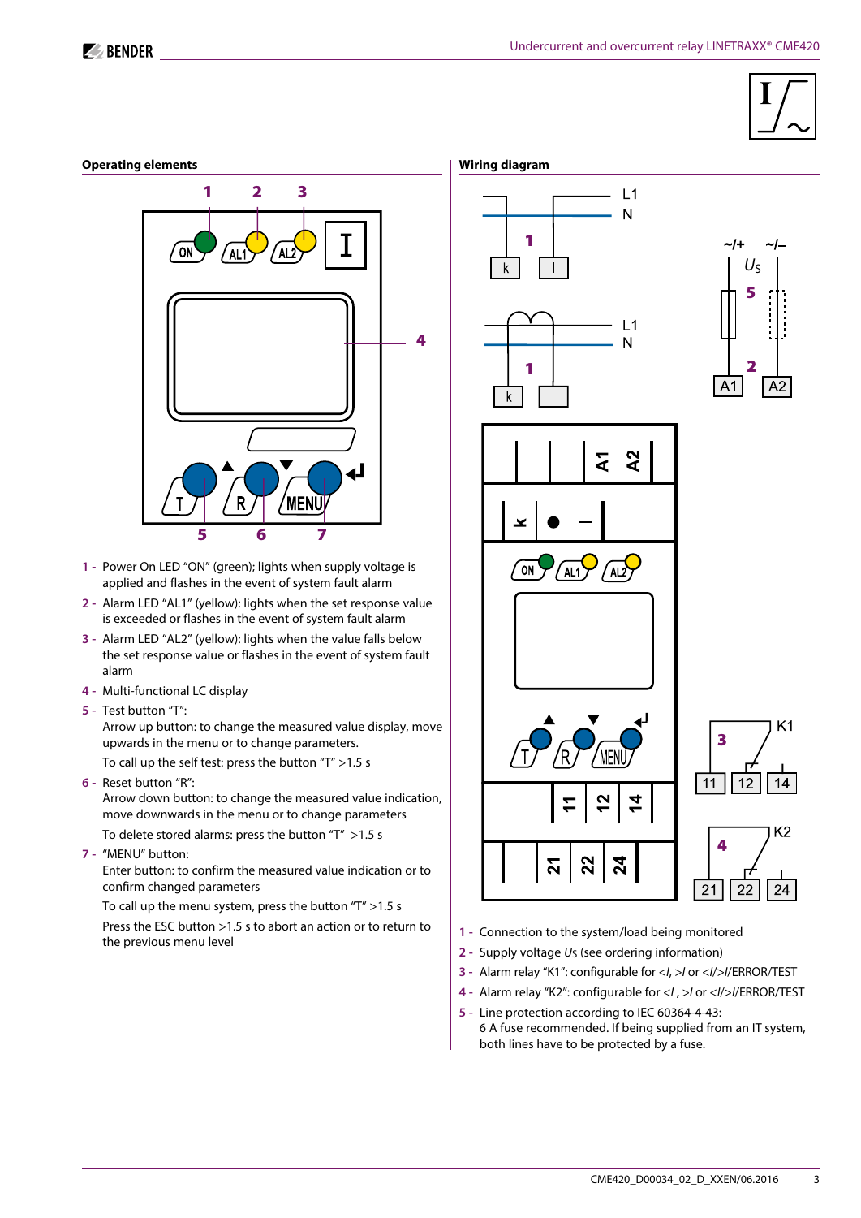## Operating elements

1 - Power On LED "ON" (green); lights when supply voltage is applied and flashes in the event of system fault alarm

2 - Alarm LED "AL1" (yellow): lights when the set response value is exceeded or flashes in the event of system fault alarm

3 - Alarm LED "AL2" (yellow): lights when the value falls below the set response value or flashes in the event of system fault alarm

4 - Multi-functional LC display

5 - Test button "T":
Arrow up button: to change the measured value display, move upwards in the menu or to change parameters.
To call up the self test: press the button "T" >1.5 s

6 - Reset button "R":
Arrow down button: to change the measured value indication, move downwards in the menu or to change parameters
To delete stored alarms: press the button "T" >1.5 s

7 - "MENU" button:
Enter button: to confirm the measured value indication or to confirm changed parameters
To call up the menu system, press the button "T" >1.5 s
Press the ESC button >1.5 s to abort an action or to return to the previous menu level

## Wiring diagram

1 - Connection to the system/load being monitored

2 - Supply voltage $U_S$ (see ordering information)

3 - Alarm relay "K1": configurable for <*I*, >*I* or <*I*/>*I*/ERROR/TEST

4 - Alarm relay "K2": configurable for <*I* , >*I* or <*I*/>*I*/ERROR/TEST

5 - Line protection according to IEC 60364-4-43:
6 A fuse recommended. If being supplied from an IT system, both lines have to be protected by a fuse.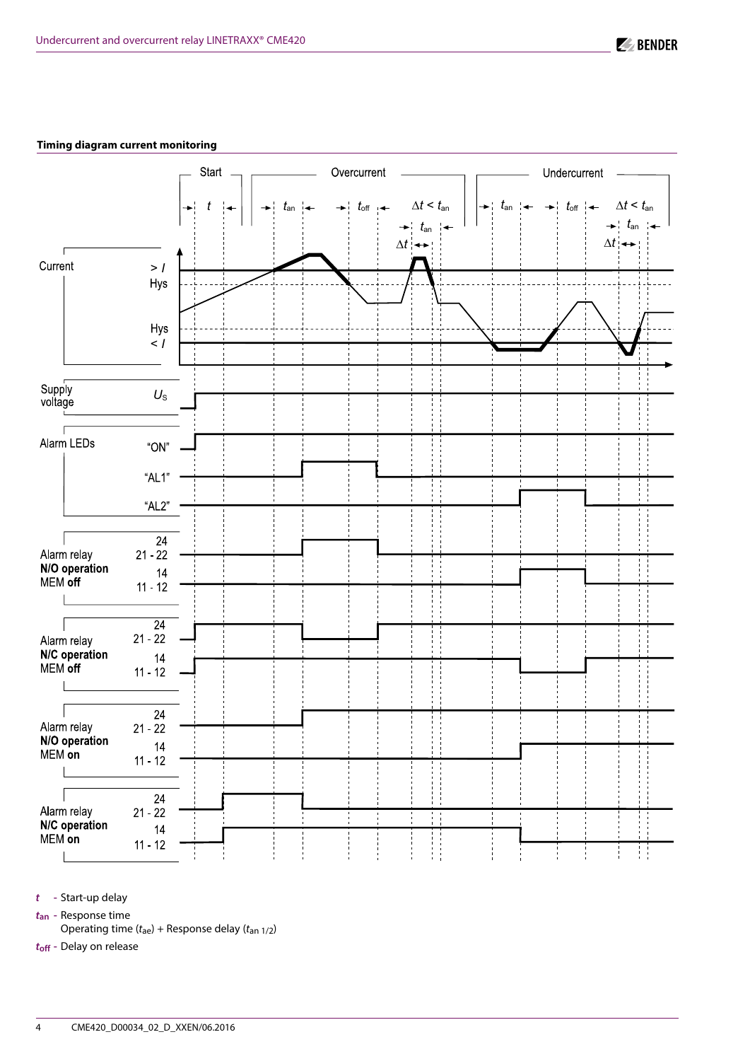### Timing diagram current monitoring

*t* - Start-up delay

$t_{an}$ - Response time
Operating time ($t_{ae}$) + Response delay ($t_{an\ 1/2}$)

$t_{off}$ - Delay on release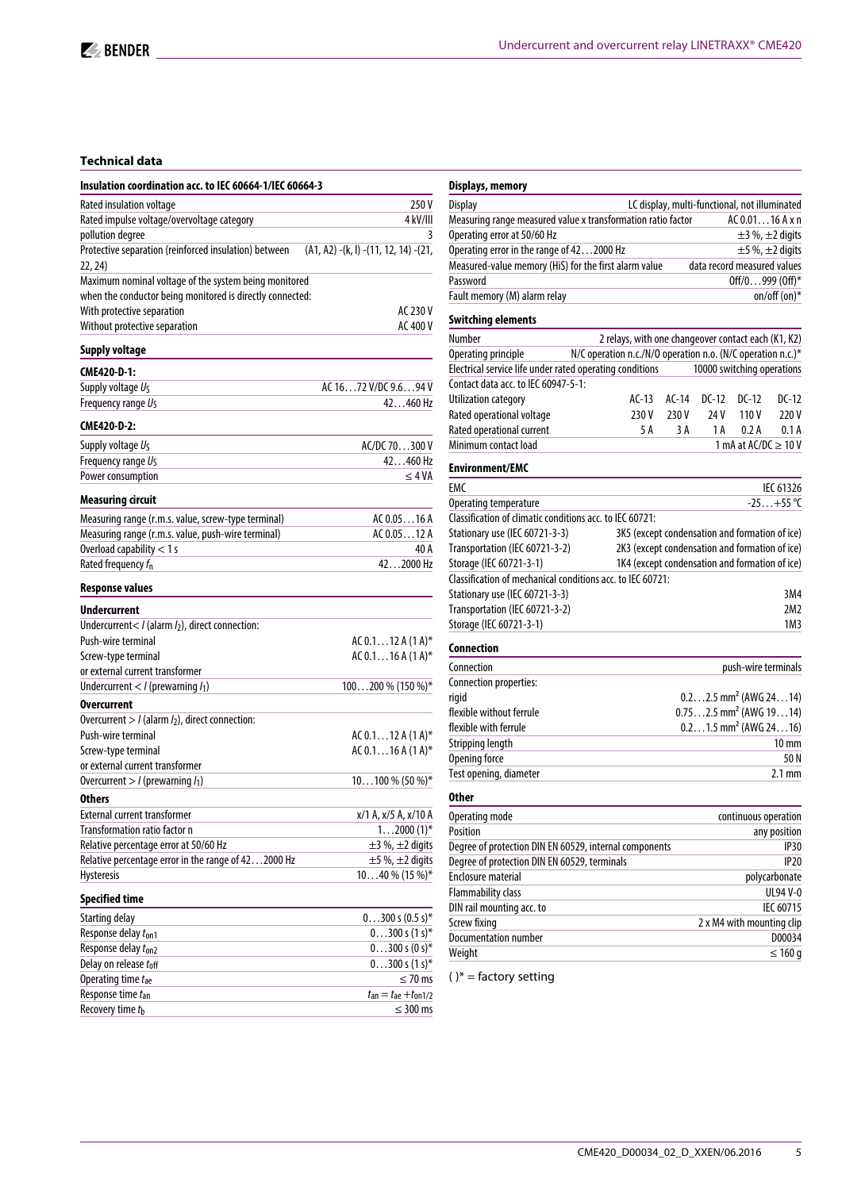## Technical data

### Insulation coordination acc. to IEC 60664-1/IEC 60664-3

| | |
|---|---|
| Rated insulation voltage | 250 V |
| Rated impulse voltage/overvoltage category | 4 kV/III |
| pollution degree | 3 |
| Protective separation (reinforced insulation) between | (A1, A2) -(k, l) -(11, 12, 14) -(21, 22, 24) |
| Maximum nominal voltage of the system being monitored when the conductor being monitored is directly connected: | |
| With protective separation | AC 230 V |
| Without protective separation | AC 400 V |

### Supply voltage

**CME420-D-1:**

| | |
|---|---|
| Supply voltage $U_S$ | AC 16…72 V/DC 9.6…94 V |
| Frequency range $U_S$ | 42…460 Hz |

**CME420-D-2:**

| | |
|---|---|
| Supply voltage $U_S$ | AC/DC 70…300 V |
| Frequency range $U_S$ | 42…460 Hz |
| Power consumption | ≤ 4 VA |

### Measuring circuit

| | |
|---|---|
| Measuring range (r.m.s. value, screw-type terminal) | AC 0.05…16 A |
| Measuring range (r.m.s. value, push-wire terminal) | AC 0.05…12 A |
| Overload capability < 1 s | 40 A |
| Rated frequency $f_n$ | 42…2000 Hz |

### Response values

**Undercurrent**

| | |
|---|---|
| Undercurrent< $I$ (alarm $I_2$), direct connection: | |
| Push-wire terminal | AC 0.1…12 A (1 A)* |
| Screw-type terminal or external current transformer | AC 0.1…16 A (1 A)* |
| Undercurrent < $I$ (prewarning $I_1$) | 100…200 % (150 %)* |

**Overcurrent**

| | |
|---|---|
| Overcurrent > $I$ (alarm $I_2$), direct connection: | |
| Push-wire terminal | AC 0.1…12 A (1 A)* |
| Screw-type terminal or external current transformer | AC 0.1…16 A (1 A)* |
| Overcurrent > $I$ (prewarning $I_1$) | 10…100 % (50 %)* |

**Others**

| | |
|---|---|
| External current transformer | x/1 A, x/5 A, x/10 A |
| Transformation ratio factor n | 1…2000 (1)* |
| Relative percentage error at 50/60 Hz | ±3 %, ±2 digits |
| Relative percentage error in the range of 42…2000 Hz | ±5 %, ±2 digits |
| Hysteresis | 10…40 % (15 %)* |

### Specified time

| | |
|---|---|
| Starting delay | 0…300 s (0.5 s)* |
| Response delay $t_{on1}$ | 0…300 s (1 s)* |
| Response delay $t_{on2}$ | 0…300 s (0 s)* |
| Delay on release $t_{off}$ | 0…300 s (1 s)* |
| Operating time $t_{ae}$ | ≤ 70 ms |
| Response time $t_{an}$ | $t_{an} = t_{ae} + t_{on1/2}$ |
| Recovery time $t_b$ | ≤ 300 ms |

### Displays, memory

| | |
|---|---|
| Display | LC display, multi-functional, not illuminated |
| Measuring range measured value x transformation ratio factor | AC 0.01…16 A x n |
| Operating error at 50/60 Hz | ±3 %, ±2 digits |
| Operating error in the range of 42…2000 Hz | ±5 %, ±2 digits |
| Measured-value memory (HiS) for the first alarm value | data record measured values |
| Password | Off/0…999 (Off)* |
| Fault memory (M) alarm relay | on/off (on)* |

### Switching elements

| | | | | | |
|---|---|---|---|---|---|
| Number | 2 relays, with one changeover contact each (K1, K2) | | | | |
| Operating principle | N/C operation n.c./N/O operation n.o. (N/C operation n.c.)* | | | | |
| Electrical service life under rated operating conditions | 10000 switching operations | | | | |
| Contact data acc. to IEC 60947-5-1: | | | | | |
| Utilization category | AC-13 | AC-14 | DC-12 | DC-12 | DC-12 |
| Rated operational voltage | 230 V | 230 V | 24 V | 110 V | 220 V |
| Rated operational current | 5 A | 3 A | 1 A | 0.2 A | 0.1 A |
| Minimum contact load | 1 mA at AC/DC ≥ 10 V | | | | |

### Environment/EMC

| | |
|---|---|
| EMC | IEC 61326 |
| Operating temperature | -25…+55 °C |
| Classification of climatic conditions acc. to IEC 60721: | |
| Stationary use (IEC 60721-3-3) | 3K5 (except condensation and formation of ice) |
| Transportation (IEC 60721-3-2) | 2K3 (except condensation and formation of ice) |
| Storage (IEC 60721-3-1) | 1K4 (except condensation and formation of ice) |
| Classification of mechanical conditions acc. to IEC 60721: | |
| Stationary use (IEC 60721-3-3) | 3M4 |
| Transportation (IEC 60721-3-2) | 2M2 |
| Storage (IEC 60721-3-1) | 1M3 |

### Connection

| | |
|---|---|
| Connection | push-wire terminals |
| Connection properties: | |
| rigid | 0.2…2.5 mm² (AWG 24…14) |
| flexible without ferrule | 0.75…2.5 mm² (AWG 19…14) |
| flexible with ferrule | 0.2…1.5 mm² (AWG 24…16) |
| Stripping length | 10 mm |
| Opening force | 50 N |
| Test opening, diameter | 2.1 mm |

### Other

| | |
|---|---|
| Operating mode | continuous operation |
| Position | any position |
| Degree of protection DIN EN 60529, internal components | IP30 |
| Degree of protection DIN EN 60529, terminals | IP20 |
| Enclosure material | polycarbonate |
| Flammability class | UL94 V-0 |
| DIN rail mounting acc. to | IEC 60715 |
| Screw fixing | 2 x M4 with mounting clip |
| Documentation number | D00034 |
| Weight | ≤ 160 g |

( )* = factory setting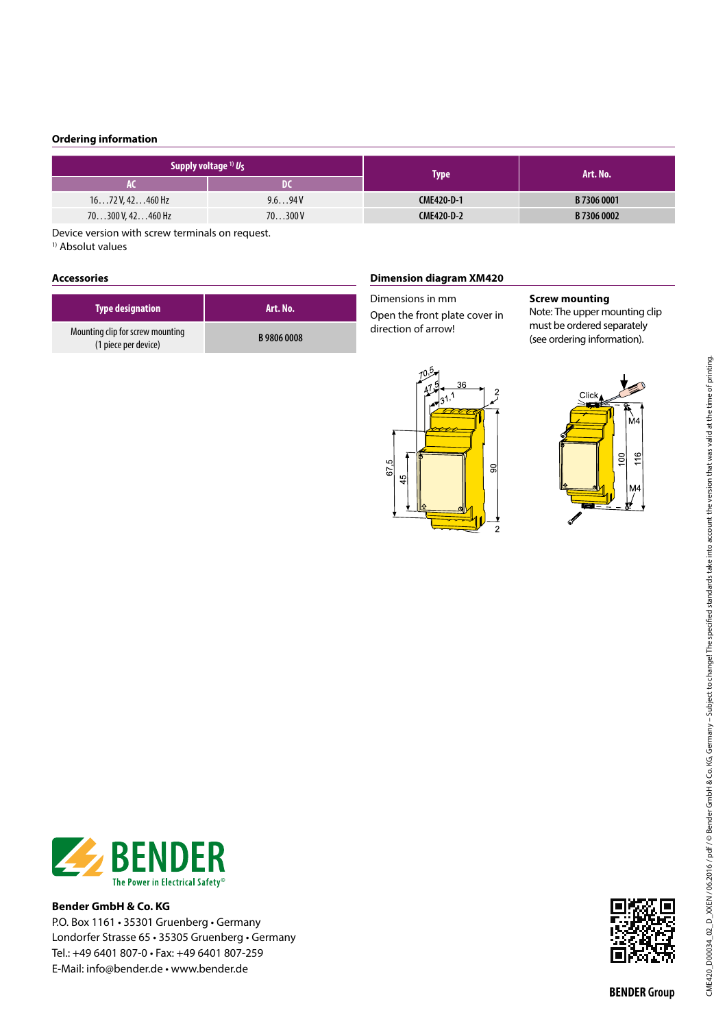## Ordering information

| Supply voltage [1] $U_S$ | | Type | Art. No. |
|---|---|---|---|
| AC | DC | | |
| 16…72 V, 42…460 Hz | 9.6…94 V | CME420-D-1 | B 7306 0001 |
| 70…300 V, 42…460 Hz | 70…300 V | CME420-D-2 | B 7306 0002 |

Device version with screw terminals on request.

[1] Absolut values

## Accessories

| Type designation | Art. No. |
|---|---|
| Mounting clip for screw mounting (1 piece per device) | B 9806 0008 |

## Dimension diagram XM420

Dimensions in mm

Open the front plate cover in direction of arrow!

**Screw mounting**

Note: The upper mounting clip must be ordered separately (see ordering information).

70.5
47.5
31.1
36
2
67.5
45
90
2

Click
M4
100
116
M4

**Bender GmbH & Co. KG**
P.O. Box 1161 • 35301 Gruenberg • Germany
Londorfer Strasse 65 • 35305 Gruenberg • Germany
Tel.: +49 6401 807-0 • Fax: +49 6401 807-259
E-Mail: info@bender.de • www.bender.de

BENDER Group

CME420_D00034_02_D_XXEN / 06.2016 / pdf / © Bender GmbH & Co. KG, Germany – Subject to change! The specified standards take into account the version that was valid at the time of printing.